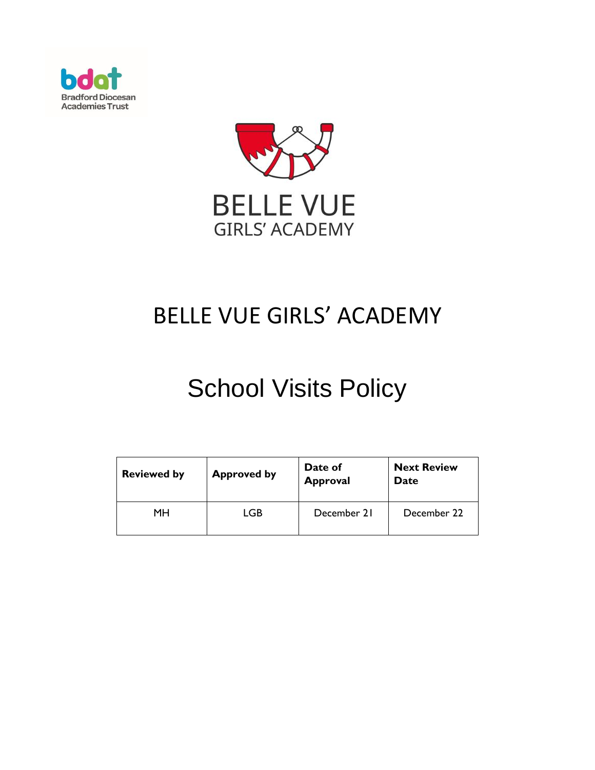Bradford Diocesan Academies Trust

BELLE VUE GIRLS' ACADEMY

# BELLE VUE GIRLS' ACADEMY

# School Visits Policy

| Reviewed by | Approved by | Date of Approval | Next Review Date |
|---|---|---|---|
| MH | LGB | December 21 | December 22 |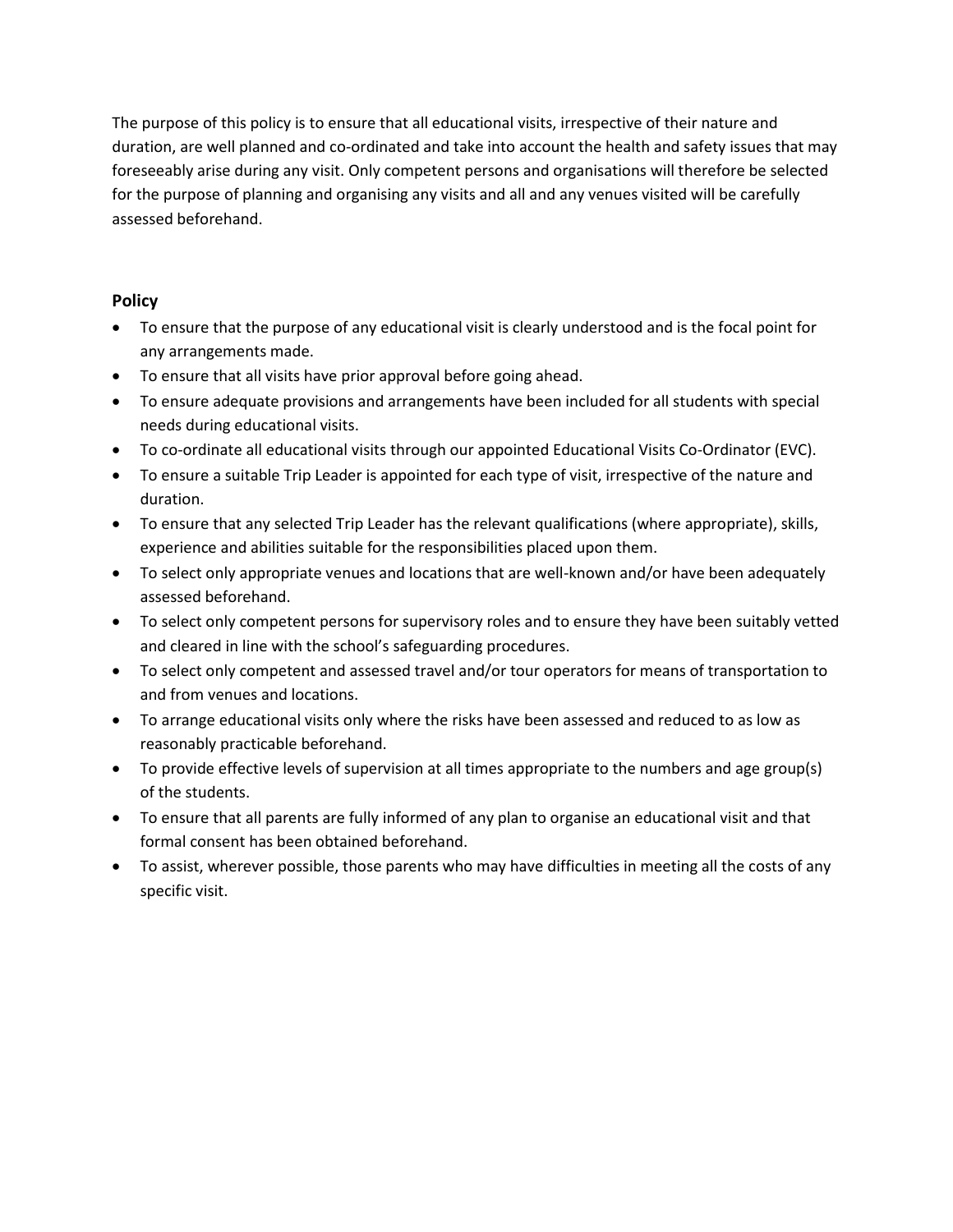The purpose of this policy is to ensure that all educational visits, irrespective of their nature and duration, are well planned and co-ordinated and take into account the health and safety issues that may foreseeably arise during any visit. Only competent persons and organisations will therefore be selected for the purpose of planning and organising any visits and all and any venues visited will be carefully assessed beforehand.

## Policy

- To ensure that the purpose of any educational visit is clearly understood and is the focal point for any arrangements made.
- To ensure that all visits have prior approval before going ahead.
- To ensure adequate provisions and arrangements have been included for all students with special needs during educational visits.
- To co-ordinate all educational visits through our appointed Educational Visits Co-Ordinator (EVC).
- To ensure a suitable Trip Leader is appointed for each type of visit, irrespective of the nature and duration.
- To ensure that any selected Trip Leader has the relevant qualifications (where appropriate), skills, experience and abilities suitable for the responsibilities placed upon them.
- To select only appropriate venues and locations that are well-known and/or have been adequately assessed beforehand.
- To select only competent persons for supervisory roles and to ensure they have been suitably vetted and cleared in line with the school's safeguarding procedures.
- To select only competent and assessed travel and/or tour operators for means of transportation to and from venues and locations.
- To arrange educational visits only where the risks have been assessed and reduced to as low as reasonably practicable beforehand.
- To provide effective levels of supervision at all times appropriate to the numbers and age group(s) of the students.
- To ensure that all parents are fully informed of any plan to organise an educational visit and that formal consent has been obtained beforehand.
- To assist, wherever possible, those parents who may have difficulties in meeting all the costs of any specific visit.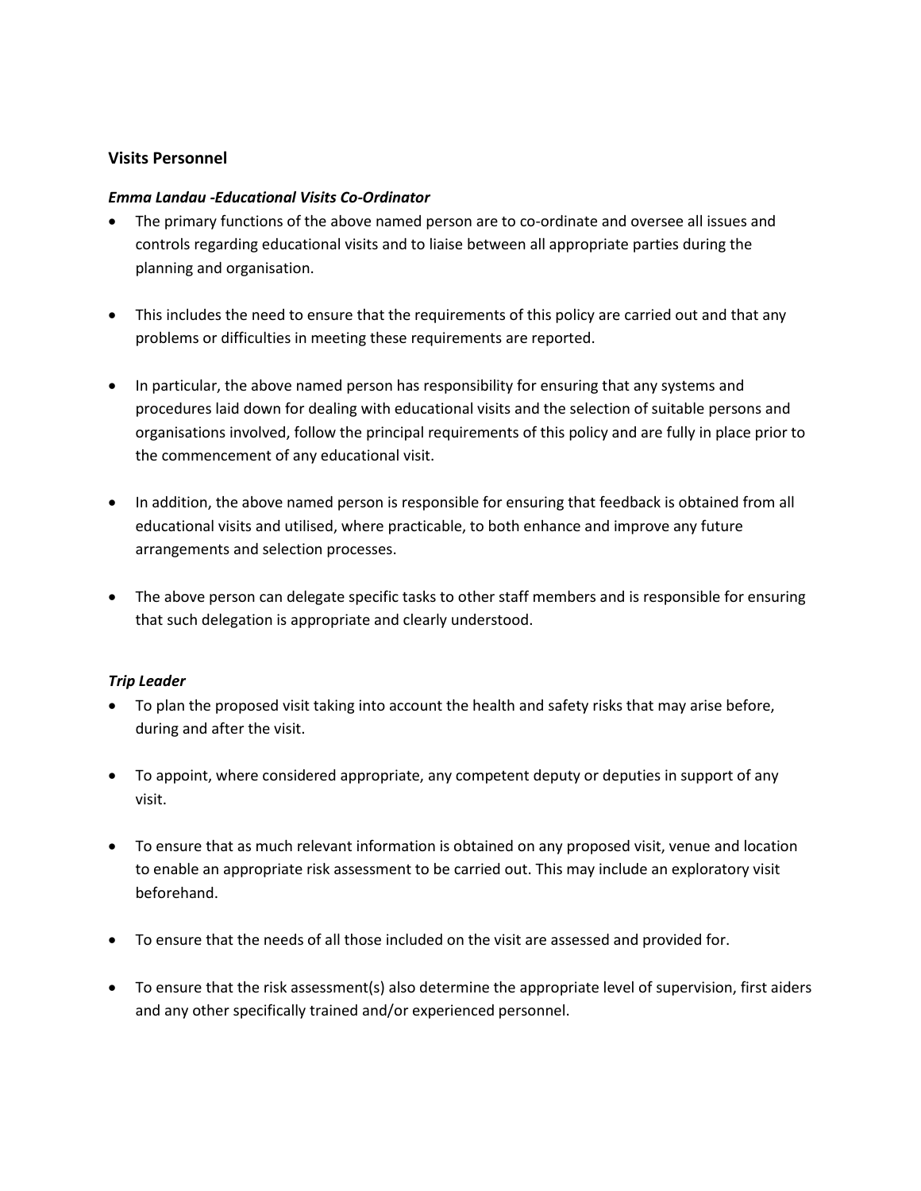## Visits Personnel

### *Emma Landau -Educational Visits Co-Ordinator*

- The primary functions of the above named person are to co-ordinate and oversee all issues and controls regarding educational visits and to liaise between all appropriate parties during the planning and organisation.
- This includes the need to ensure that the requirements of this policy are carried out and that any problems or difficulties in meeting these requirements are reported.
- In particular, the above named person has responsibility for ensuring that any systems and procedures laid down for dealing with educational visits and the selection of suitable persons and organisations involved, follow the principal requirements of this policy and are fully in place prior to the commencement of any educational visit.
- In addition, the above named person is responsible for ensuring that feedback is obtained from all educational visits and utilised, where practicable, to both enhance and improve any future arrangements and selection processes.
- The above person can delegate specific tasks to other staff members and is responsible for ensuring that such delegation is appropriate and clearly understood.

### *Trip Leader*

- To plan the proposed visit taking into account the health and safety risks that may arise before, during and after the visit.
- To appoint, where considered appropriate, any competent deputy or deputies in support of any visit.
- To ensure that as much relevant information is obtained on any proposed visit, venue and location to enable an appropriate risk assessment to be carried out. This may include an exploratory visit beforehand.
- To ensure that the needs of all those included on the visit are assessed and provided for.
- To ensure that the risk assessment(s) also determine the appropriate level of supervision, first aiders and any other specifically trained and/or experienced personnel.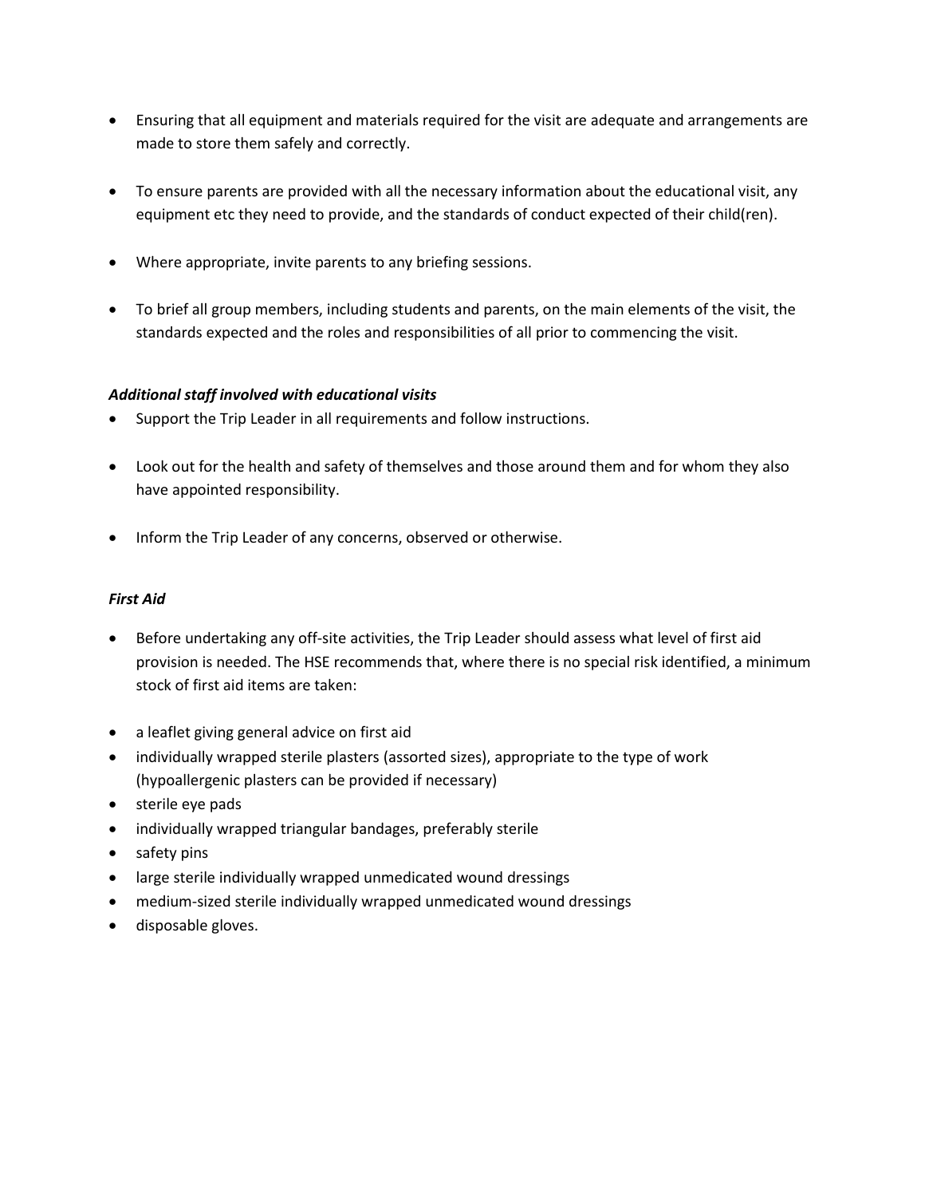- Ensuring that all equipment and materials required for the visit are adequate and arrangements are made to store them safely and correctly.

- To ensure parents are provided with all the necessary information about the educational visit, any equipment etc they need to provide, and the standards of conduct expected of their child(ren).

- Where appropriate, invite parents to any briefing sessions.

- To brief all group members, including students and parents, on the main elements of the visit, the standards expected and the roles and responsibilities of all prior to commencing the visit.

***Additional staff involved with educational visits***

- Support the Trip Leader in all requirements and follow instructions.

- Look out for the health and safety of themselves and those around them and for whom they also have appointed responsibility.

- Inform the Trip Leader of any concerns, observed or otherwise.

***First Aid***

- Before undertaking any off-site activities, the Trip Leader should assess what level of first aid provision is needed. The HSE recommends that, where there is no special risk identified, a minimum stock of first aid items are taken:

- a leaflet giving general advice on first aid
- individually wrapped sterile plasters (assorted sizes), appropriate to the type of work (hypoallergenic plasters can be provided if necessary)
- sterile eye pads
- individually wrapped triangular bandages, preferably sterile
- safety pins
- large sterile individually wrapped unmedicated wound dressings
- medium-sized sterile individually wrapped unmedicated wound dressings
- disposable gloves.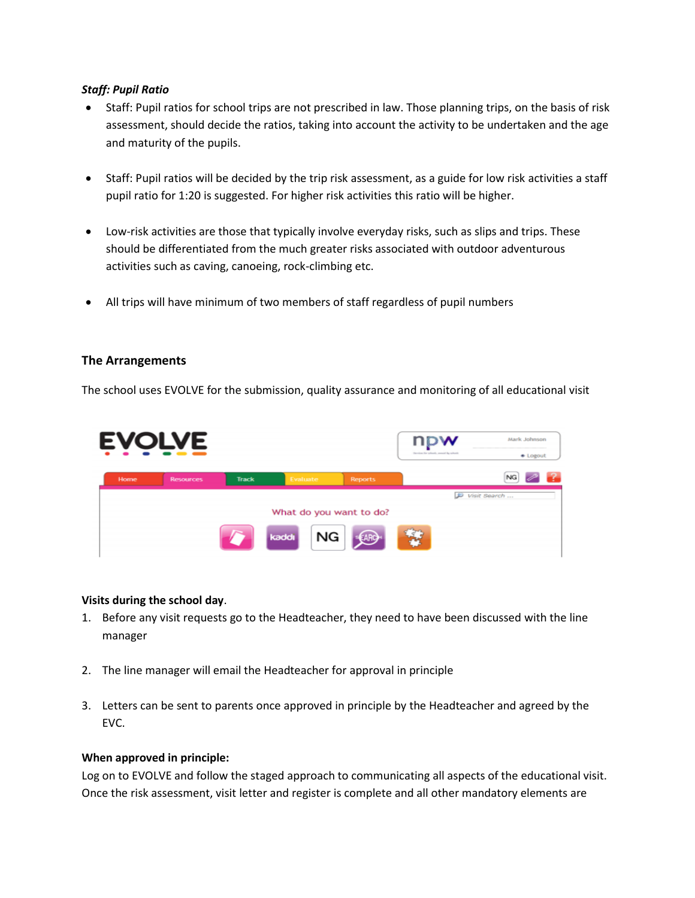***Staff: Pupil Ratio***

- Staff: Pupil ratios for school trips are not prescribed in law. Those planning trips, on the basis of risk assessment, should decide the ratios, taking into account the activity to be undertaken and the age and maturity of the pupils.

- Staff: Pupil ratios will be decided by the trip risk assessment, as a guide for low risk activities a staff pupil ratio for 1:20 is suggested. For higher risk activities this ratio will be higher.

- Low-risk activities are those that typically involve everyday risks, such as slips and trips. These should be differentiated from the much greater risks associated with outdoor adventurous activities such as caving, canoeing, rock-climbing etc.

- All trips will have minimum of two members of staff regardless of pupil numbers

## The Arrangements

The school uses EVOLVE for the submission, quality assurance and monitoring of all educational visit

**Visits during the school day**.

1. Before any visit requests go to the Headteacher, they need to have been discussed with the line manager

2. The line manager will email the Headteacher for approval in principle

3. Letters can be sent to parents once approved in principle by the Headteacher and agreed by the EVC.

**When approved in principle:**

Log on to EVOLVE and follow the staged approach to communicating all aspects of the educational visit. Once the risk assessment, visit letter and register is complete and all other mandatory elements are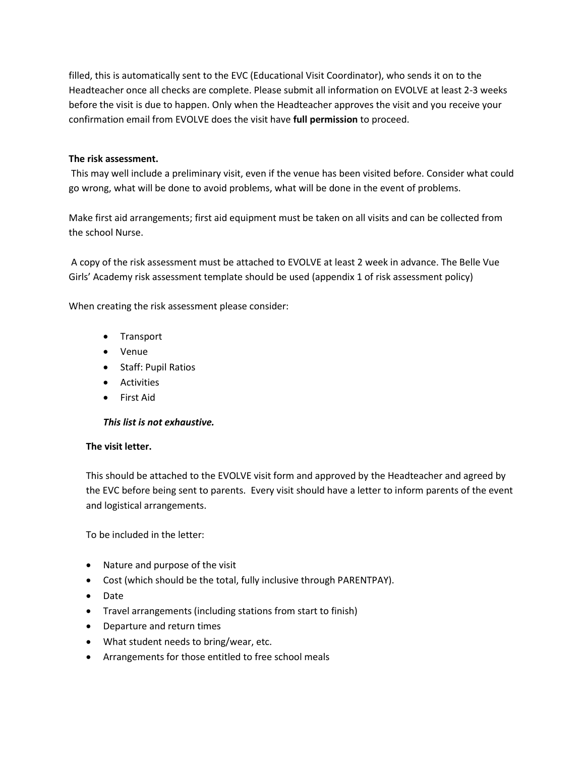filled, this is automatically sent to the EVC (Educational Visit Coordinator), who sends it on to the Headteacher once all checks are complete. Please submit all information on EVOLVE at least 2-3 weeks before the visit is due to happen. Only when the Headteacher approves the visit and you receive your confirmation email from EVOLVE does the visit have **full permission** to proceed.

**The risk assessment.**

This may well include a preliminary visit, even if the venue has been visited before. Consider what could go wrong, what will be done to avoid problems, what will be done in the event of problems.

Make first aid arrangements; first aid equipment must be taken on all visits and can be collected from the school Nurse.

A copy of the risk assessment must be attached to EVOLVE at least 2 week in advance. The Belle Vue Girls' Academy risk assessment template should be used (appendix 1 of risk assessment policy)

When creating the risk assessment please consider:

- Transport
- Venue
- Staff: Pupil Ratios
- Activities
- First Aid

***This list is not exhaustive.***

**The visit letter.**

This should be attached to the EVOLVE visit form and approved by the Headteacher and agreed by the EVC before being sent to parents. Every visit should have a letter to inform parents of the event and logistical arrangements.

To be included in the letter:

- Nature and purpose of the visit
- Cost (which should be the total, fully inclusive through PARENTPAY).
- Date
- Travel arrangements (including stations from start to finish)
- Departure and return times
- What student needs to bring/wear, etc.
- Arrangements for those entitled to free school meals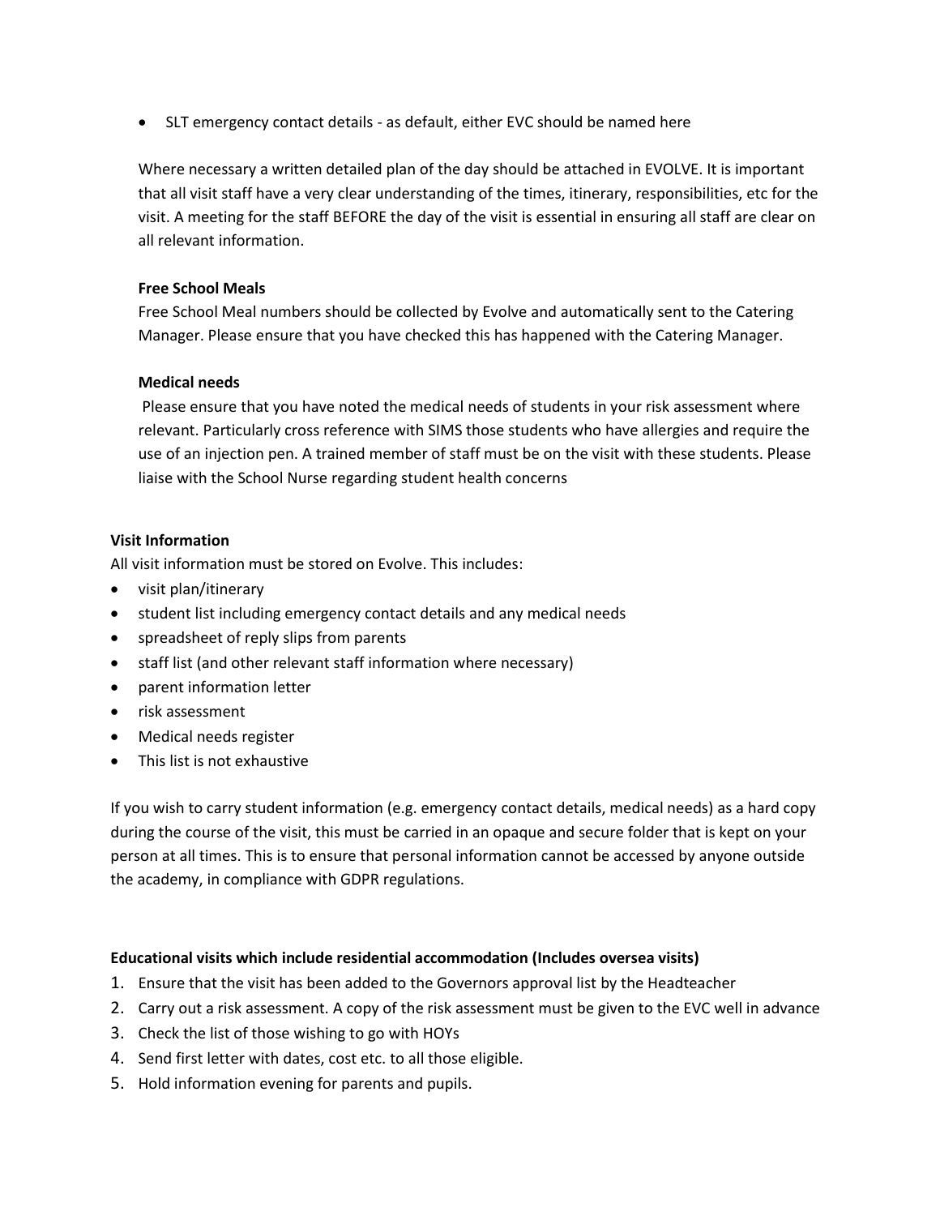- SLT emergency contact details - as default, either EVC should be named here

Where necessary a written detailed plan of the day should be attached in EVOLVE. It is important that all visit staff have a very clear understanding of the times, itinerary, responsibilities, etc for the visit. A meeting for the staff BEFORE the day of the visit is essential in ensuring all staff are clear on all relevant information.

**Free School Meals**

Free School Meal numbers should be collected by Evolve and automatically sent to the Catering Manager. Please ensure that you have checked this has happened with the Catering Manager.

**Medical needs**

Please ensure that you have noted the medical needs of students in your risk assessment where relevant. Particularly cross reference with SIMS those students who have allergies and require the use of an injection pen. A trained member of staff must be on the visit with these students. Please liaise with the School Nurse regarding student health concerns

**Visit Information**

All visit information must be stored on Evolve. This includes:

- visit plan/itinerary
- student list including emergency contact details and any medical needs
- spreadsheet of reply slips from parents
- staff list (and other relevant staff information where necessary)
- parent information letter
- risk assessment
- Medical needs register
- This list is not exhaustive

If you wish to carry student information (e.g. emergency contact details, medical needs) as a hard copy during the course of the visit, this must be carried in an opaque and secure folder that is kept on your person at all times. This is to ensure that personal information cannot be accessed by anyone outside the academy, in compliance with GDPR regulations.

**Educational visits which include residential accommodation (Includes oversea visits)**

1. Ensure that the visit has been added to the Governors approval list by the Headteacher
2. Carry out a risk assessment. A copy of the risk assessment must be given to the EVC well in advance
3. Check the list of those wishing to go with HOYs
4. Send first letter with dates, cost etc. to all those eligible.
5. Hold information evening for parents and pupils.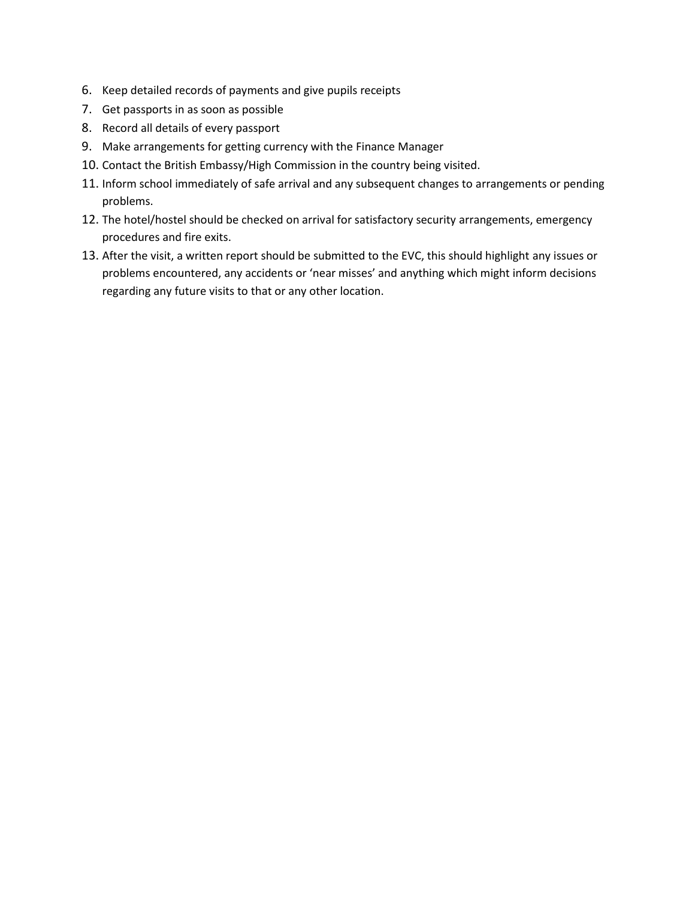6. Keep detailed records of payments and give pupils receipts
7. Get passports in as soon as possible
8. Record all details of every passport
9. Make arrangements for getting currency with the Finance Manager
10. Contact the British Embassy/High Commission in the country being visited.
11. Inform school immediately of safe arrival and any subsequent changes to arrangements or pending problems.
12. The hotel/hostel should be checked on arrival for satisfactory security arrangements, emergency procedures and fire exits.
13. After the visit, a written report should be submitted to the EVC, this should highlight any issues or problems encountered, any accidents or 'near misses' and anything which might inform decisions regarding any future visits to that or any other location.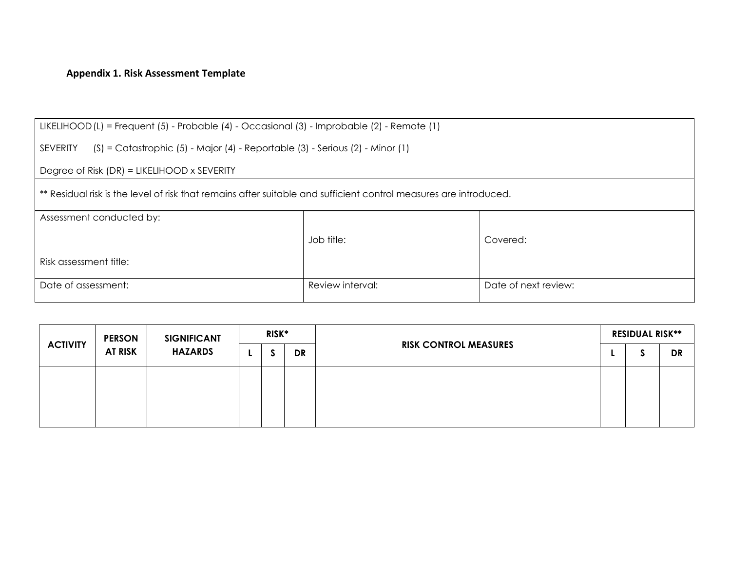**Appendix 1. Risk Assessment Template**

| |
|---|
| LIKELIHOOD (L) = Frequent (5) - Probable (4) - Occasional (3) - Improbable (2) - Remote (1)<br>SEVERITY (S) = Catastrophic (5) - Major (4) - Reportable (3) - Serious (2) - Minor (1)<br>Degree of Risk (DR) = LIKELIHOOD x SEVERITY |
| ** Residual risk is the level of risk that remains after suitable and sufficient control measures are introduced. |

| | | |
|---|---|---|
| Assessment conducted by:<br><br>Risk assessment title: | Job title: | Covered: |
| Date of assessment: | Review interval: | Date of next review: |

| ACTIVITY | PERSON AT RISK | SIGNIFICANT HAZARDS | RISK* | | | RISK CONTROL MEASURES | RESIDUAL RISK** | | |
|---|---|---|---|---|---|---|---|---|---|
| | | | L | S | DR | | L | S | DR |
| | | | | | | | | | |